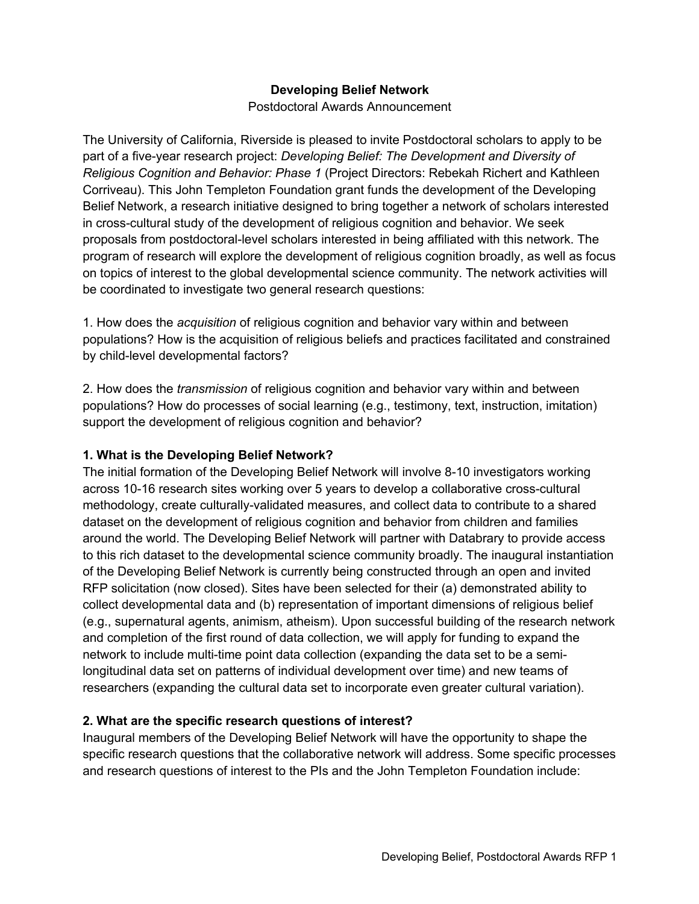# Developing Belief Network

Postdoctoral Awards Announcement

The University of California, Riverside is pleased to invite Postdoctoral scholars to apply to be part of a five-year research project: *Developing Belief: The Development and Diversity of Religious Cognition and Behavior: Phase 1* (Project Directors: Rebekah Richert and Kathleen Corriveau). This John Templeton Foundation grant funds the development of the Developing Belief Network, a research initiative designed to bring together a network of scholars interested in cross-cultural study of the development of religious cognition and behavior. We seek proposals from postdoctoral-level scholars interested in being affiliated with this network. The program of research will explore the development of religious cognition broadly, as well as focus on topics of interest to the global developmental science community. The network activities will be coordinated to investigate two general research questions:

1. How does the *acquisition* of religious cognition and behavior vary within and between populations? How is the acquisition of religious beliefs and practices facilitated and constrained by child-level developmental factors?

2. How does the *transmission* of religious cognition and behavior vary within and between populations? How do processes of social learning (e.g., testimony, text, instruction, imitation) support the development of religious cognition and behavior?

## 1. What is the Developing Belief Network?

The initial formation of the Developing Belief Network will involve 8-10 investigators working across 10-16 research sites working over 5 years to develop a collaborative cross-cultural methodology, create culturally-validated measures, and collect data to contribute to a shared dataset on the development of religious cognition and behavior from children and families around the world. The Developing Belief Network will partner with Databrary to provide access to this rich dataset to the developmental science community broadly. The inaugural instantiation of the Developing Belief Network is currently being constructed through an open and invited RFP solicitation (now closed). Sites have been selected for their (a) demonstrated ability to collect developmental data and (b) representation of important dimensions of religious belief (e.g., supernatural agents, animism, atheism). Upon successful building of the research network and completion of the first round of data collection, we will apply for funding to expand the network to include multi-time point data collection (expanding the data set to be a semi-longitudinal data set on patterns of individual development over time) and new teams of researchers (expanding the cultural data set to incorporate even greater cultural variation).

## 2. What are the specific research questions of interest?

Inaugural members of the Developing Belief Network will have the opportunity to shape the specific research questions that the collaborative network will address. Some specific processes and research questions of interest to the PIs and the John Templeton Foundation include: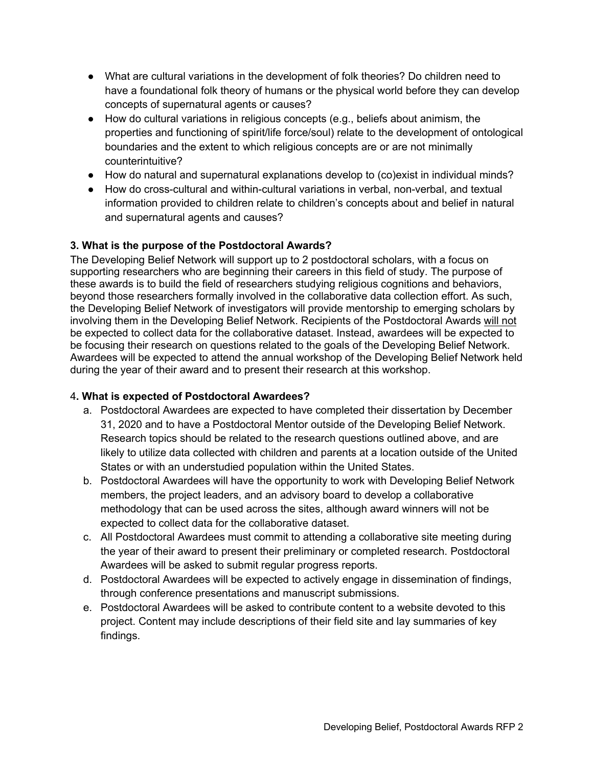- What are cultural variations in the development of folk theories? Do children need to have a foundational folk theory of humans or the physical world before they can develop concepts of supernatural agents or causes?
- How do cultural variations in religious concepts (e.g., beliefs about animism, the properties and functioning of spirit/life force/soul) relate to the development of ontological boundaries and the extent to which religious concepts are or are not minimally counterintuitive?
- How do natural and supernatural explanations develop to (co)exist in individual minds?
- How do cross-cultural and within-cultural variations in verbal, non-verbal, and textual information provided to children relate to children's concepts about and belief in natural and supernatural agents and causes?

### 3. What is the purpose of the Postdoctoral Awards?

The Developing Belief Network will support up to 2 postdoctoral scholars, with a focus on supporting researchers who are beginning their careers in this field of study. The purpose of these awards is to build the field of researchers studying religious cognitions and behaviors, beyond those researchers formally involved in the collaborative data collection effort. As such, the Developing Belief Network of investigators will provide mentorship to emerging scholars by involving them in the Developing Belief Network. Recipients of the Postdoctoral Awards <u>will not</u> be expected to collect data for the collaborative dataset. Instead, awardees will be expected to be focusing their research on questions related to the goals of the Developing Belief Network. Awardees will be expected to attend the annual workshop of the Developing Belief Network held during the year of their award and to present their research at this workshop.

### 4. What is expected of Postdoctoral Awardees?

a. Postdoctoral Awardees are expected to have completed their dissertation by December 31, 2020 and to have a Postdoctoral Mentor outside of the Developing Belief Network. Research topics should be related to the research questions outlined above, and are likely to utilize data collected with children and parents at a location outside of the United States or with an understudied population within the United States.
b. Postdoctoral Awardees will have the opportunity to work with Developing Belief Network members, the project leaders, and an advisory board to develop a collaborative methodology that can be used across the sites, although award winners will not be expected to collect data for the collaborative dataset.
c. All Postdoctoral Awardees must commit to attending a collaborative site meeting during the year of their award to present their preliminary or completed research. Postdoctoral Awardees will be asked to submit regular progress reports.
d. Postdoctoral Awardees will be expected to actively engage in dissemination of findings, through conference presentations and manuscript submissions.
e. Postdoctoral Awardees will be asked to contribute content to a website devoted to this project. Content may include descriptions of their field site and lay summaries of key findings.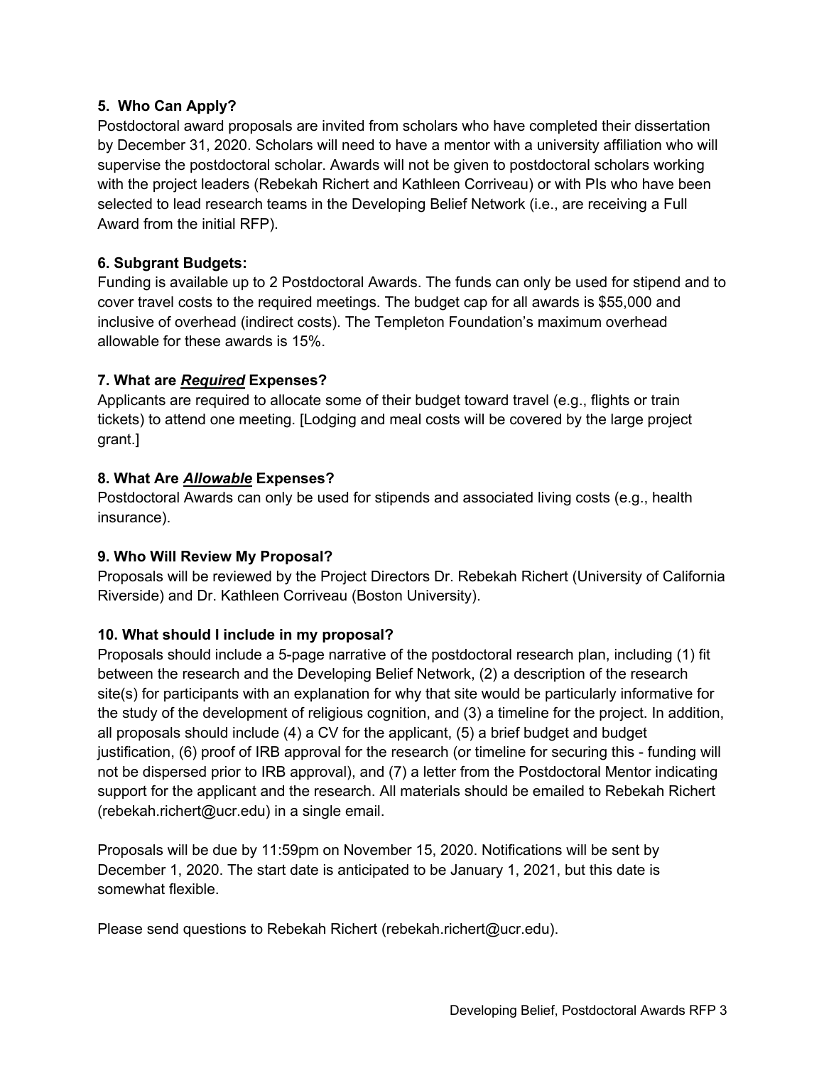### 5. Who Can Apply?

Postdoctoral award proposals are invited from scholars who have completed their dissertation by December 31, 2020. Scholars will need to have a mentor with a university affiliation who will supervise the postdoctoral scholar. Awards will not be given to postdoctoral scholars working with the project leaders (Rebekah Richert and Kathleen Corriveau) or with PIs who have been selected to lead research teams in the Developing Belief Network (i.e., are receiving a Full Award from the initial RFP).

### 6. Subgrant Budgets:

Funding is available up to 2 Postdoctoral Awards. The funds can only be used for stipend and to cover travel costs to the required meetings. The budget cap for all awards is $55,000 and inclusive of overhead (indirect costs). The Templeton Foundation's maximum overhead allowable for these awards is 15%.

### 7. What are ***Required*** Expenses?

Applicants are required to allocate some of their budget toward travel (e.g., flights or train tickets) to attend one meeting. [Lodging and meal costs will be covered by the large project grant.]

### 8. What Are ***Allowable*** Expenses?

Postdoctoral Awards can only be used for stipends and associated living costs (e.g., health insurance).

### 9. Who Will Review My Proposal?

Proposals will be reviewed by the Project Directors Dr. Rebekah Richert (University of California Riverside) and Dr. Kathleen Corriveau (Boston University).

### 10. What should I include in my proposal?

Proposals should include a 5-page narrative of the postdoctoral research plan, including (1) fit between the research and the Developing Belief Network, (2) a description of the research site(s) for participants with an explanation for why that site would be particularly informative for the study of the development of religious cognition, and (3) a timeline for the project. In addition, all proposals should include (4) a CV for the applicant, (5) a brief budget and budget justification, (6) proof of IRB approval for the research (or timeline for securing this - funding will not be dispersed prior to IRB approval), and (7) a letter from the Postdoctoral Mentor indicating support for the applicant and the research. All materials should be emailed to Rebekah Richert (rebekah.richert@ucr.edu) in a single email.

Proposals will be due by 11:59pm on November 15, 2020. Notifications will be sent by December 1, 2020. The start date is anticipated to be January 1, 2021, but this date is somewhat flexible.

Please send questions to Rebekah Richert (rebekah.richert@ucr.edu).